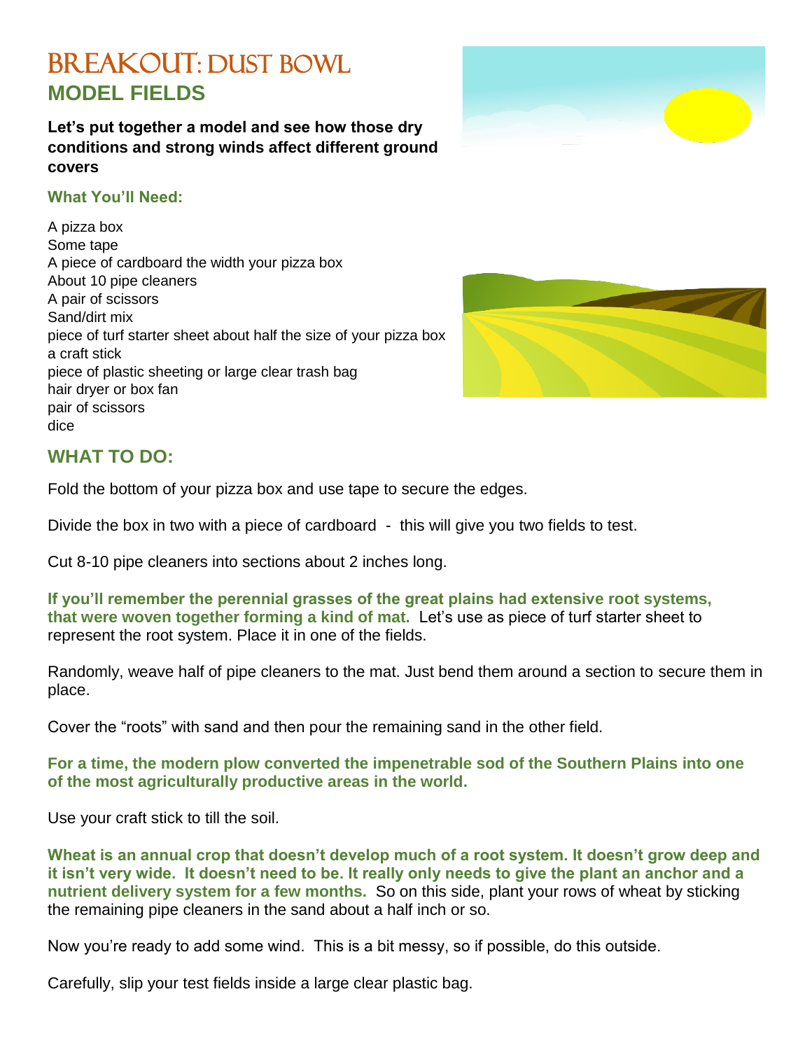# BREAKOUT: DUST BOWL

## MODEL FIELDS

**Let's put together a model and see how those dry conditions and strong winds affect different ground covers**

### What You'll Need:

A pizza box
Some tape
A piece of cardboard the width your pizza box
About 10 pipe cleaners
A pair of scissors
Sand/dirt mix
piece of turf starter sheet about half the size of your pizza box
a craft stick
piece of plastic sheeting or large clear trash bag
hair dryer or box fan
pair of scissors
dice

## WHAT TO DO:

Fold the bottom of your pizza box and use tape to secure the edges.

Divide the box in two with a piece of cardboard - this will give you two fields to test.

Cut 8-10 pipe cleaners into sections about 2 inches long.

**If you'll remember the perennial grasses of the great plains had extensive root systems, that were woven together forming a kind of mat.** Let's use as piece of turf starter sheet to represent the root system. Place it in one of the fields.

Randomly, weave half of pipe cleaners to the mat. Just bend them around a section to secure them in place.

Cover the "roots" with sand and then pour the remaining sand in the other field.

**For a time, the modern plow converted the impenetrable sod of the Southern Plains into one of the most agriculturally productive areas in the world.**

Use your craft stick to till the soil.

**Wheat is an annual crop that doesn't develop much of a root system. It doesn't grow deep and it isn't very wide. It doesn't need to be. It really only needs to give the plant an anchor and a nutrient delivery system for a few months.** So on this side, plant your rows of wheat by sticking the remaining pipe cleaners in the sand about a half inch or so.

Now you're ready to add some wind. This is a bit messy, so if possible, do this outside.

Carefully, slip your test fields inside a large clear plastic bag.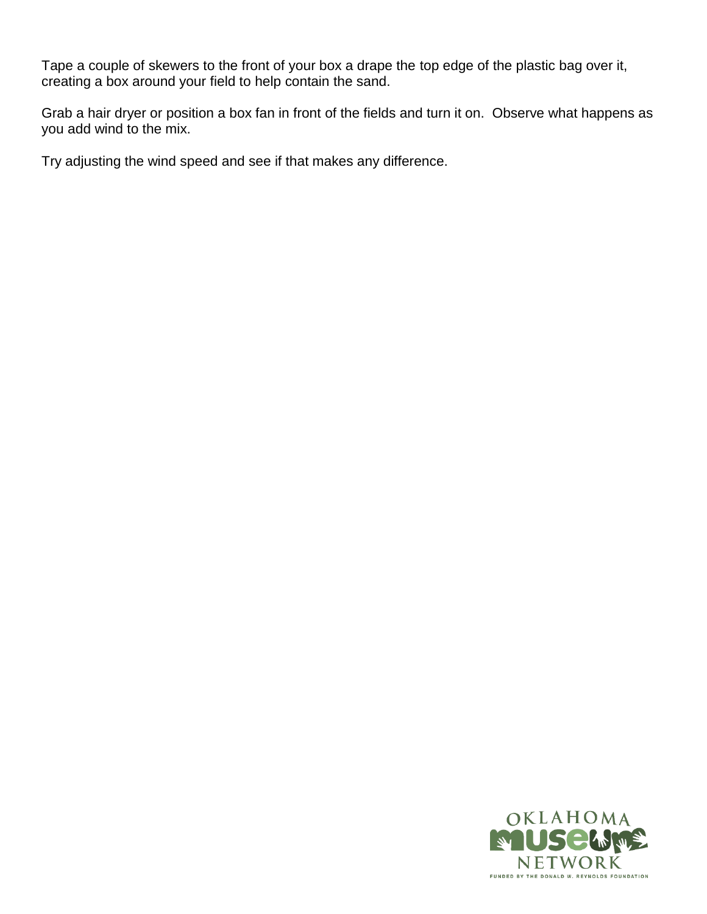Tape a couple of skewers to the front of your box a drape the top edge of the plastic bag over it, creating a box around your field to help contain the sand.

Grab a hair dryer or position a box fan in front of the fields and turn it on. Observe what happens as you add wind to the mix.

Try adjusting the wind speed and see if that makes any difference.